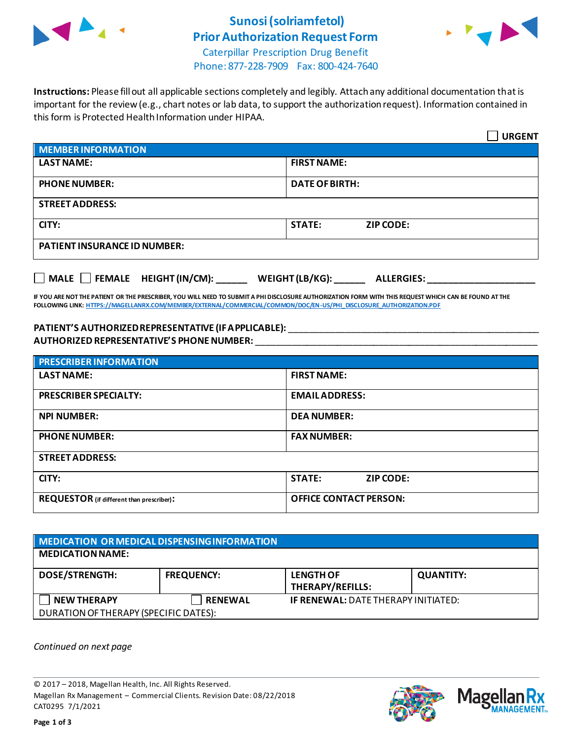# Sunosi (solriamfetol) Prior Authorization Request Form

Caterpillar Prescription Drug Benefit
Phone: 877-228-7909 Fax: 800-424-7640

**Instructions:** Please fill out all applicable sections completely and legibly. Attach any additional documentation that is important for the review (e.g., chart notes or lab data, to support the authorization request). Information contained in this form is Protected Health Information under HIPAA.

☐ **URGENT**

| **MEMBER INFORMATION** | | |
|---|---|---|
| **LAST NAME:** | **FIRST NAME:** | |
| **PHONE NUMBER:** | **DATE OF BIRTH:** | |
| **STREET ADDRESS:** | | |
| **CITY:** | **STATE:** | **ZIP CODE:** |
| **PATIENT INSURANCE ID NUMBER:** | | |

☐ **MALE** ☐ **FEMALE** **HEIGHT (IN/CM):** ______ **WEIGHT (LB/KG):** ______ **ALLERGIES:** ____________________

**IF YOU ARE NOT THE PATIENT OR THE PRESCRIBER, YOU WILL NEED TO SUBMIT A PHI DISCLOSURE AUTHORIZATION FORM WITH THIS REQUEST WHICH CAN BE FOUND AT THE FOLLOWING LINK:** HTTPS://MAGELLANRX.COM/MEMBER/EXTERNAL/COMMERCIAL/COMMON/DOC/EN-US/PHI_DISCLOSURE_AUTHORIZATION.PDF

**PATIENT'S AUTHORIZED REPRESENTATIVE (IF APPLICABLE):** ____________________________________________

**AUTHORIZED REPRESENTATIVE'S PHONE NUMBER:** ____________________________________________

| **PRESCRIBER INFORMATION** | | |
|---|---|---|
| **LAST NAME:** | **FIRST NAME:** | |
| **PRESCRIBER SPECIALTY:** | **EMAIL ADDRESS:** | |
| **NPI NUMBER:** | **DEA NUMBER:** | |
| **PHONE NUMBER:** | **FAX NUMBER:** | |
| **STREET ADDRESS:** | | |
| **CITY:** | **STATE:** | **ZIP CODE:** |
| **REQUESTOR** (if different than prescriber)**:** | **OFFICE CONTACT PERSON:** | |

| **MEDICATION OR MEDICAL DISPENSING INFORMATION** | | | |
|---|---|---|---|
| **MEDICATION NAME:** | | | |
| **DOSE/STRENGTH:** | **FREQUENCY:** | **LENGTH OF THERAPY/REFILLS:** | **QUANTITY:** |
| ☐ **NEW THERAPY** | ☐ **RENEWAL** | **IF RENEWAL:** DATE THERAPY INITIATED: | |
| DURATION OF THERAPY (SPECIFIC DATES): | | | |

*Continued on next page*

© 2017 – 2018, Magellan Health, Inc. All Rights Reserved.
Magellan Rx Management – Commercial Clients. Revision Date: 08/22/2018
CAT0295 7/1/2021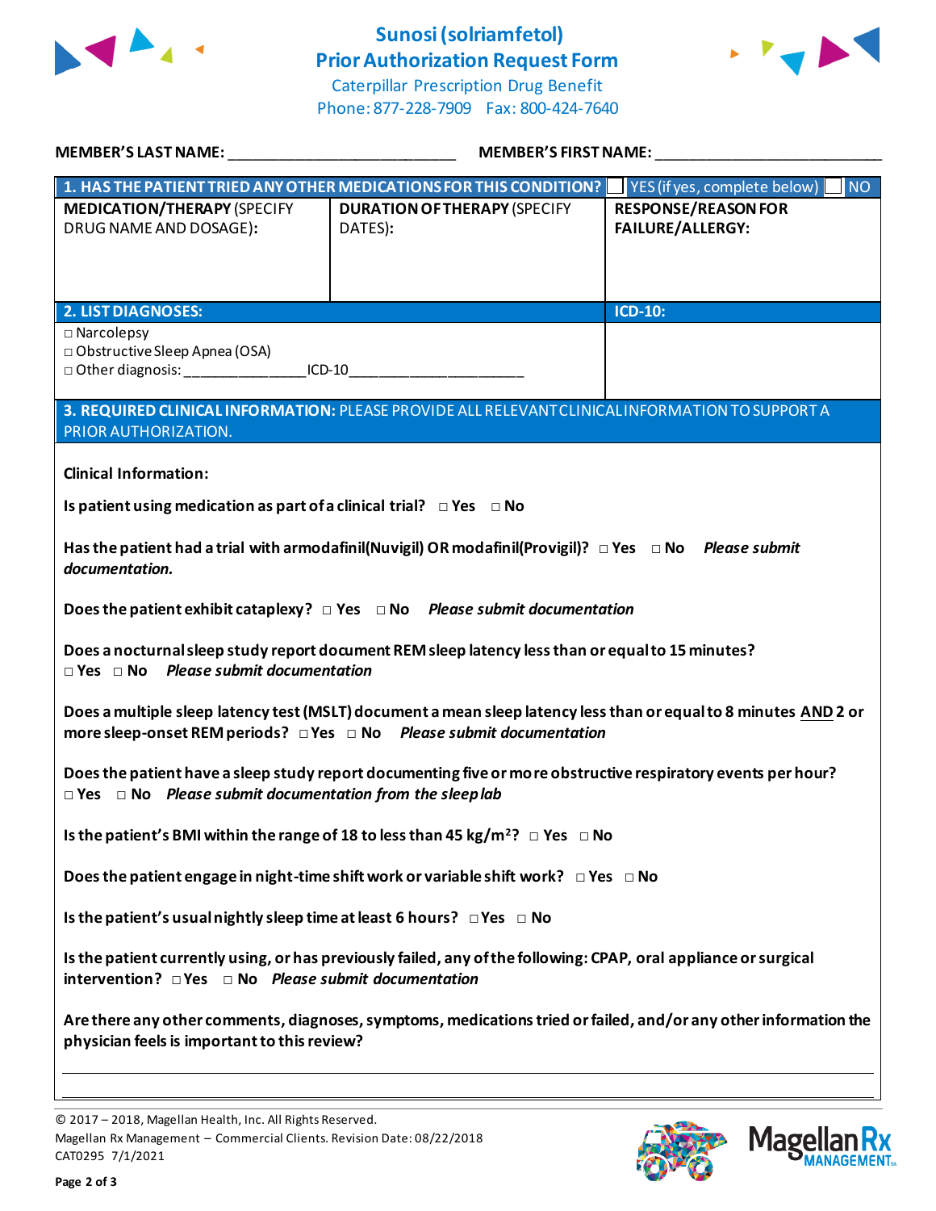# Sunosi (solriamfetol) Prior Authorization Request Form

Caterpillar Prescription Drug Benefit
Phone: 877-228-7909 Fax: 800-424-7640

**MEMBER'S LAST NAME:** ___________________________ **MEMBER'S FIRST NAME:** ___________________________

| **1. HAS THE PATIENT TRIED ANY OTHER MEDICATIONS FOR THIS CONDITION?** | | ☐ YES (if yes, complete below) ☐ NO |
|---|---|---|
| **MEDICATION/THERAPY** (SPECIFY DRUG NAME AND DOSAGE): | **DURATION OF THERAPY** (SPECIFY DATES): | **RESPONSE/REASON FOR FAILURE/ALLERGY:** |
| | | |

| **2. LIST DIAGNOSES:** | **ICD-10:** |
|---|---|
| ☐ Narcolepsy<br>☐ Obstructive Sleep Apnea (OSA)<br>☐ Other diagnosis: _______________ICD-10_____________________ | |

**3. REQUIRED CLINICAL INFORMATION:** PLEASE PROVIDE ALL RELEVANT CLINICAL INFORMATION TO SUPPORT A PRIOR AUTHORIZATION.

**Clinical Information:**

**Is patient using medication as part of a clinical trial?** ☐ Yes ☐ No

**Has the patient had a trial with armodafinil(Nuvigil) OR modafinil(Provigil)?** ☐ Yes ☐ No ***Please submit documentation.***

**Does the patient exhibit cataplexy?** ☐ Yes ☐ No ***Please submit documentation***

**Does a nocturnal sleep study report document REM sleep latency less than or equal to 15 minutes?**
☐ Yes ☐ No ***Please submit documentation***

**Does a multiple sleep latency test (MSLT) document a mean sleep latency less than or equal to 8 minutes AND 2 or more sleep-onset REM periods?** ☐ Yes ☐ No ***Please submit documentation***

**Does the patient have a sleep study report documenting five or more obstructive respiratory events per hour?**
☐ Yes ☐ No ***Please submit documentation from the sleep lab***

**Is the patient's BMI within the range of 18 to less than 45 kg/m²?** ☐ Yes ☐ No

**Does the patient engage in night-time shift work or variable shift work?** ☐ Yes ☐ No

**Is the patient's usual nightly sleep time at least 6 hours?** ☐ Yes ☐ No

**Is the patient currently using, or has previously failed, any of the following: CPAP, oral appliance or surgical intervention?** ☐ Yes ☐ No ***Please submit documentation***

**Are there any other comments, diagnoses, symptoms, medications tried or failed, and/or any other information the physician feels is important to this review?**

_____________________________________________________________________________

_____________________________________________________________________________

© 2017 – 2018, Magellan Health, Inc. All Rights Reserved.
Magellan Rx Management – Commercial Clients. Revision Date: 08/22/2018
CAT0295 7/1/2021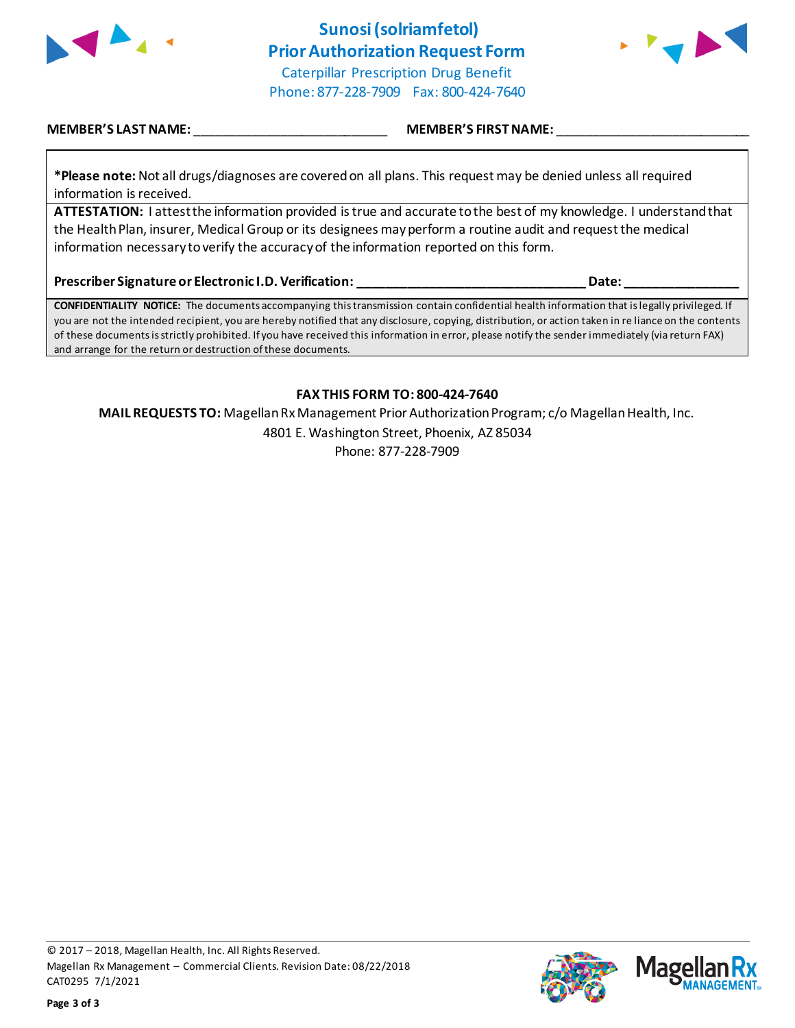# Sunosi (solriamfetol) Prior Authorization Request Form

Caterpillar Prescription Drug Benefit
Phone: 877-228-7909 Fax: 800-424-7640

**MEMBER'S LAST NAME:** ___________________________ **MEMBER'S FIRST NAME:** ___________________________

**\*Please note:** Not all drugs/diagnoses are covered on all plans. This request may be denied unless all required information is received.

**ATTESTATION:** I attest the information provided is true and accurate to the best of my knowledge. I understand that the Health Plan, insurer, Medical Group or its designees may perform a routine audit and request the medical information necessary to verify the accuracy of the information reported on this form.

**Prescriber Signature or Electronic I.D. Verification:** _______________________________ **Date:** _______________

**CONFIDENTIALITY NOTICE:** The documents accompanying this transmission contain confidential health information that is legally privileged. If you are not the intended recipient, you are hereby notified that any disclosure, copying, distribution, or action taken in reliance on the contents of these documents is strictly prohibited. If you have received this information in error, please notify the sender immediately (via return FAX) and arrange for the return or destruction of these documents.

**FAX THIS FORM TO: 800-424-7640**

**MAIL REQUESTS TO:** Magellan Rx Management Prior Authorization Program; c/o Magellan Health, Inc.
4801 E. Washington Street, Phoenix, AZ 85034
Phone: 877-228-7909

© 2017 – 2018, Magellan Health, Inc. All Rights Reserved.
Magellan Rx Management – Commercial Clients. Revision Date: 08/22/2018
CAT0295 7/1/2021